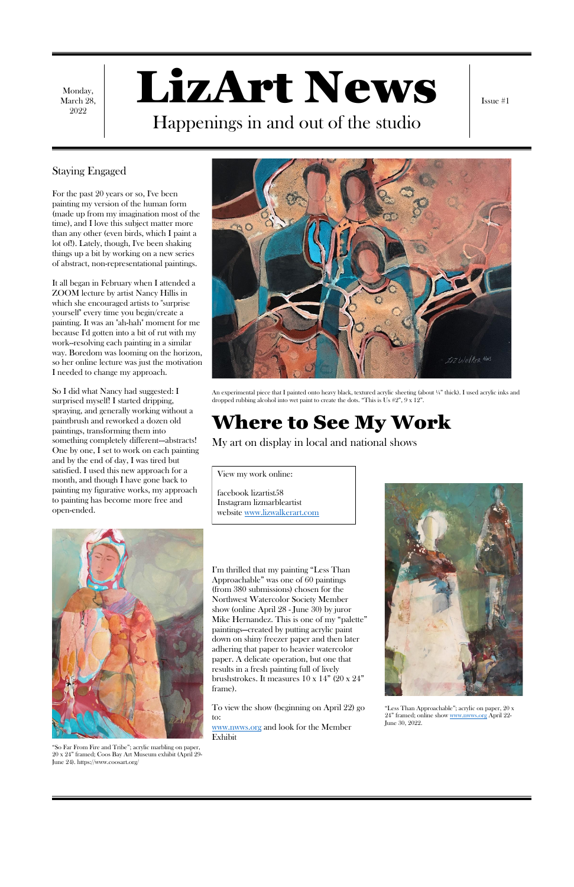Monday, March 28, 2022

# LizArt News

Happenings in and out of the studio

Issue #1

## Staying Engaged

For the past 20 years or so, I've been painting my version of the human form (made up from my imagination most of the time), and I love this subject matter more than any other (even birds, which I paint a lot of!). Lately, though, I've been shaking things up a bit by working on a new series of abstract, non-representational paintings.

It all began in February when I attended a ZOOM lecture by artist Nancy Hillis in which she encouraged artists to "surprise yourself" every time you begin/create a painting. It was an "ah-hah" moment for me because I'd gotten into a bit of rut with my work--resolving each painting in a similar way. Boredom was looming on the horizon, so her online lecture was just the motivation I needed to change my approach.

So I did what Nancy had suggested: I surprised myself! I started dripping, spraying, and generally working without a paintbrush and reworked a dozen old paintings, transforming them into something completely different---abstracts! One by one, I set to work on each painting and by the end of day, I was tired but satisfied. I used this new approach for a month, and though I have gone back to painting my figurative works, my approach to painting has become more free and open-ended.

An experimental piece that I painted onto heavy black, textured acrylic sheeting (about ¼" thick). I used acrylic inks and dropped rubbing alcohol into wet paint to create the dots. "This is Us #2", 9 x 12".

“So Far From Fire and Tribe”; acrylic marbling on paper, 20 x 24” framed; Coos Bay Art Museum exhibit (April 29-June 24). https://www.coosart.org/

# Where to See My Work

My art on display in local and national shows

View my work online:

facebook lizartist58
Instagram lizmarbleartist
website [www.lizwalkerart.com](www.lizwalkerart.com)

I'm thrilled that my painting “Less Than Approachable” was one of 60 paintings (from 380 submissions) chosen for the Northwest Watercolor Society Member show (online April 28 - June 30) by juror Mike Hernandez. This is one of my “palette” paintings—created by putting acrylic paint down on shiny freezer paper and then later adhering that paper to heavier watercolor paper. A delicate operation, but one that results in a fresh painting full of lively brushstrokes. It measures 10 x 14” (20 x 24” frame).

To view the show (beginning on April 22) go to:
[www.nwws.org](www.nwws.org) and look for the Member Exhibit

“Less Than Approachable”; acrylic on paper, 20 x 24” framed; online show [www.nwws.org](www.nwws.org) April 22-June 30, 2022.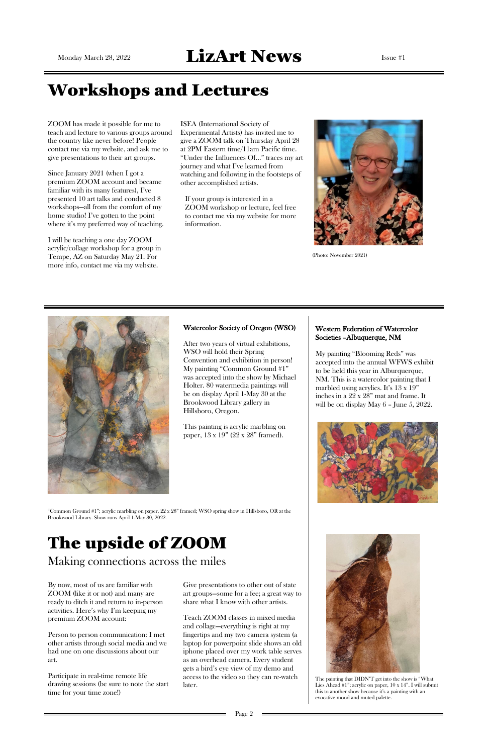Monday March 28, 2022 **LizArt News** Issue #1

# Workshops and Lectures

ZOOM has made it possible for me to teach and lecture to various groups around the country like never before! People contact me via my website, and ask me to give presentations to their art groups.

Since January 2021 (when I got a premium ZOOM account and became familiar with its many features), I've presented 10 art talks and conducted 8 workshops—all from the comfort of my home studio! I've gotten to the point where it's my preferred way of teaching.

I will be teaching a one day ZOOM acrylic/collage workshop for a group in Tempe, AZ on Saturday May 21. For more info, contact me via my website.

ISEA (International Society of Experimental Artists) has invited me to give a ZOOM talk on Thursday April 28 at 2PM Eastern time/11am Pacific time. "Under the Influences Of…" traces my art journey and what I've learned from watching and following in the footsteps of other accomplished artists.

If your group is interested in a ZOOM workshop or lecture, feel free to contact me via my website for more information.

(Photo: November 2021)

### Watercolor Society of Oregon (WSO)

After two years of virtual exhibitions, WSO will hold their Spring Convention and exhibition in person! My painting "Common Ground #1" was accepted into the show by Michael Holter. 80 watermedia paintings will be on display April 1-May 30 at the Brookwood Library gallery in Hillsboro, Oregon.

This painting is acrylic marbling on paper, 13 x 19" (22 x 28" framed).

"Common Ground #1": acrylic marbling on paper, 22 x 28" framed; WSO spring show in Hillsboro, OR at the Brookwood Library. Show runs April 1-May 30, 2022.

### Western Federation of Watercolor Societies -Albuquerque, NM

My painting "Blooming Reds" was accepted into the annual WFWS exhibit to be held this year in Alburquerque, NM. This is a watercolor painting that I marbled using acrylics. It's 13 x 19" inches in a 22 x 28" mat and frame. It will be on display May 6 – June 5, 2022.

# The upside of ZOOM

## Making connections across the miles

By now, most of us are familiar with ZOOM (like it or not) and many are ready to ditch it and return to in-person activities. Here's why I'm keeping my premium ZOOM account:

Person to person communication: I met other artists through social media and we had one on one discussions about our art.

Participate in real-time remote life drawing sessions (be sure to note the start time for your time zone!)

Give presentations to other out of state art groups—some for a fee; a great way to share what I know with other artists.

Teach ZOOM classes in mixed media and collage—everything is right at my fingertips and my two camera system (a laptop for powerpoint slide shows an old iphone placed over my work table serves as an overhead camera. Every student gets a bird's eye view of my demo and access to the video so they can re-watch later.

The painting that DIDN'T get into the show is "What Lies Ahead #1"; acrylic on paper, 10 x 14". I will submit this to another show because it's a painting with an evocative mood and muted palette.